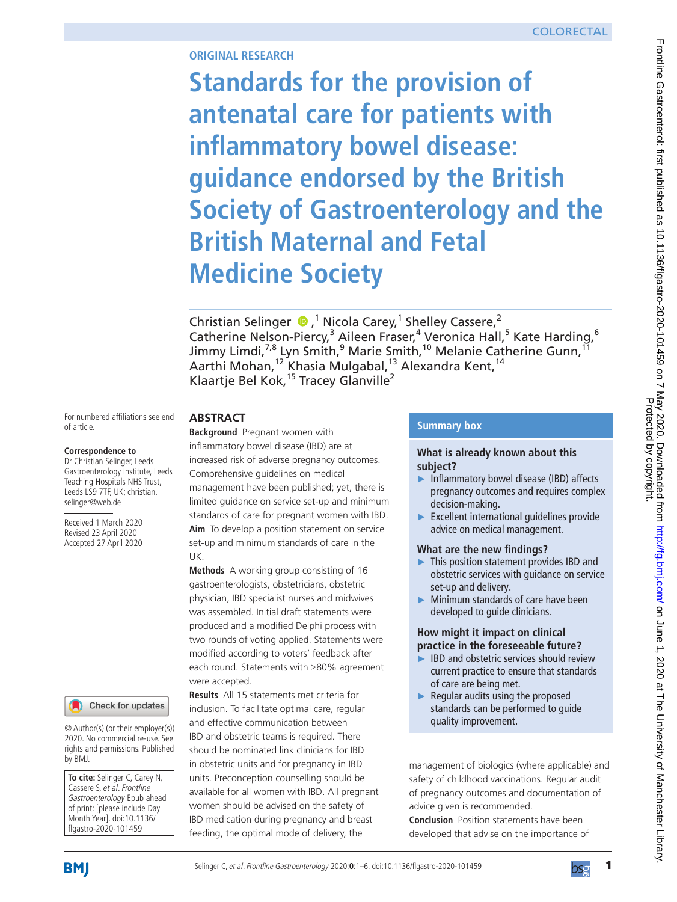ORIGINAL RESEARCH

# Standards for the provision of antenatal care for patients with inflammatory bowel disease: guidance endorsed by the British Society of Gastroenterology and the British Maternal and Fetal Medicine Society

Christian Selinger ,[1] Nicola Carey,[1] Shelley Cassere,[2] Catherine Nelson-Piercy,[3] Aileen Fraser,[4] Veronica Hall,[5] Kate Harding,[6] Jimmy Limdi,[7,8] Lyn Smith,[9] Marie Smith,[10] Melanie Catherine Gunn,[11] Aarthi Mohan,[12] Khasia Mulgabal,[13] Alexandra Kent,[14] Klaartje Bel Kok,[15] Tracey Glanville[2]

For numbered affiliations see end of article.

**Correspondence to**
Dr Christian Selinger, Leeds Gastroenterology Institute, Leeds Teaching Hospitals NHS Trust, Leeds LS9 7TF, UK; christian.selinger@web.de

Received 1 March 2020
Revised 23 April 2020
Accepted 27 April 2020

© Author(s) (or their employer(s)) 2020. No commercial re-use. See rights and permissions. Published by BMJ.

**To cite:** Selinger C, Carey N, Cassere S, *et al*. *Frontline Gastroenterology* Epub ahead of print: [please include Day Month Year]. doi:10.1136/flgastro-2020-101459

## ABSTRACT

**Background** Pregnant women with inflammatory bowel disease (IBD) are at increased risk of adverse pregnancy outcomes. Comprehensive guidelines on medical management have been published; yet, there is limited guidance on service set-up and minimum standards of care for pregnant women with IBD.

**Aim** To develop a position statement on service set-up and minimum standards of care in the UK.

**Methods** A working group consisting of 16 gastroenterologists, obstetricians, obstetric physician, IBD specialist nurses and midwives was assembled. Initial draft statements were produced and a modified Delphi process with two rounds of voting applied. Statements were modified according to voters' feedback after each round. Statements with ≥80% agreement were accepted.

**Results** All 15 statements met criteria for inclusion. To facilitate optimal care, regular and effective communication between IBD and obstetric teams is required. There should be nominated link clinicians for IBD in obstetric units and for pregnancy in IBD units. Preconception counselling should be available for all women with IBD. All pregnant women should be advised on the safety of IBD medication during pregnancy and breast feeding, the optimal mode of delivery, the management of biologics (where applicable) and safety of childhood vaccinations. Regular audit of pregnancy outcomes and documentation of advice given is recommended.

**Conclusion** Position statements have been developed that advise on the importance of

### Summary box

**What is already known about this subject?**

- Inflammatory bowel disease (IBD) affects pregnancy outcomes and requires complex decision-making.
- Excellent international guidelines provide advice on medical management.

**What are the new findings?**

- This position statement provides IBD and obstetric services with guidance on service set-up and delivery.
- Minimum standards of care have been developed to guide clinicians.

**How might it impact on clinical practice in the foreseeable future?**

- IBD and obstetric services should review current practice to ensure that standards of care are being met.
- Regular audits using the proposed standards can be performed to guide quality improvement.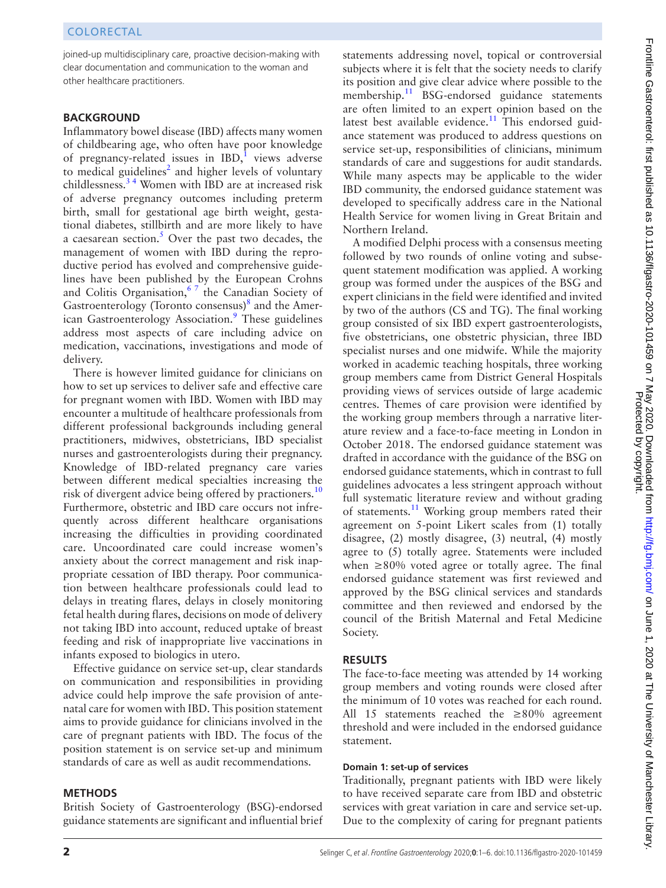joined-up multidisciplinary care, proactive decision-making with clear documentation and communication to the woman and other healthcare practitioners.

## BACKGROUND

Inflammatory bowel disease (IBD) affects many women of childbearing age, who often have poor knowledge of pregnancy-related issues in IBD,[1] views adverse to medical guidelines[2] and higher levels of voluntary childlessness.[3 4] Women with IBD are at increased risk of adverse pregnancy outcomes including preterm birth, small for gestational age birth weight, gestational diabetes, stillbirth and are more likely to have a caesarean section.[5] Over the past two decades, the management of women with IBD during the reproductive period has evolved and comprehensive guidelines have been published by the European Crohns and Colitis Organisation,[6 7] the Canadian Society of Gastroenterology (Toronto consensus)[8] and the American Gastroenterology Association.[9] These guidelines address most aspects of care including advice on medication, vaccinations, investigations and mode of delivery.

There is however limited guidance for clinicians on how to set up services to deliver safe and effective care for pregnant women with IBD. Women with IBD may encounter a multitude of healthcare professionals from different professional backgrounds including general practitioners, midwives, obstetricians, IBD specialist nurses and gastroenterologists during their pregnancy. Knowledge of IBD-related pregnancy care varies between different medical specialties increasing the risk of divergent advice being offered by practioners.[10] Furthermore, obstetric and IBD care occurs not infrequently across different healthcare organisations increasing the difficulties in providing coordinated care. Uncoordinated care could increase women's anxiety about the correct management and risk inappropriate cessation of IBD therapy. Poor communication between healthcare professionals could lead to delays in treating flares, delays in closely monitoring fetal health during flares, decisions on mode of delivery not taking IBD into account, reduced uptake of breast feeding and risk of inappropriate live vaccinations in infants exposed to biologics in utero.

Effective guidance on service set-up, clear standards on communication and responsibilities in providing advice could help improve the safe provision of antenatal care for women with IBD. This position statement aims to provide guidance for clinicians involved in the care of pregnant patients with IBD. The focus of the position statement is on service set-up and minimum standards of care as well as audit recommendations.

## METHODS

British Society of Gastroenterology (BSG)-endorsed guidance statements are significant and influential brief statements addressing novel, topical or controversial subjects where it is felt that the society needs to clarify its position and give clear advice where possible to the membership.[11] BSG-endorsed guidance statements are often limited to an expert opinion based on the latest best available evidence.[11] This endorsed guidance statement was produced to address questions on service set-up, responsibilities of clinicians, minimum standards of care and suggestions for audit standards. While many aspects may be applicable to the wider IBD community, the endorsed guidance statement was developed to specifically address care in the National Health Service for women living in Great Britain and Northern Ireland.

A modified Delphi process with a consensus meeting followed by two rounds of online voting and subsequent statement modification was applied. A working group was formed under the auspices of the BSG and expert clinicians in the field were identified and invited by two of the authors (CS and TG). The final working group consisted of six IBD expert gastroenterologists, five obstetricians, one obstetric physician, three IBD specialist nurses and one midwife. While the majority worked in academic teaching hospitals, three working group members came from District General Hospitals providing views of services outside of large academic centres. Themes of care provision were identified by the working group members through a narrative literature review and a face-to-face meeting in London in October 2018. The endorsed guidance statement was drafted in accordance with the guidance of the BSG on endorsed guidance statements, which in contrast to full guidelines advocates a less stringent approach without full systematic literature review and without grading of statements.[11] Working group members rated their agreement on 5-point Likert scales from (1) totally disagree, (2) mostly disagree, (3) neutral, (4) mostly agree to (5) totally agree. Statements were included when ≥80% voted agree or totally agree. The final endorsed guidance statement was first reviewed and approved by the BSG clinical services and standards committee and then reviewed and endorsed by the council of the British Maternal and Fetal Medicine Society.

## RESULTS

The face-to-face meeting was attended by 14 working group members and voting rounds were closed after the minimum of 10 votes was reached for each round. All 15 statements reached the ≥80% agreement threshold and were included in the endorsed guidance statement.

### Domain 1: set-up of services

Traditionally, pregnant patients with IBD were likely to have received separate care from IBD and obstetric services with great variation in care and service set-up. Due to the complexity of caring for pregnant patients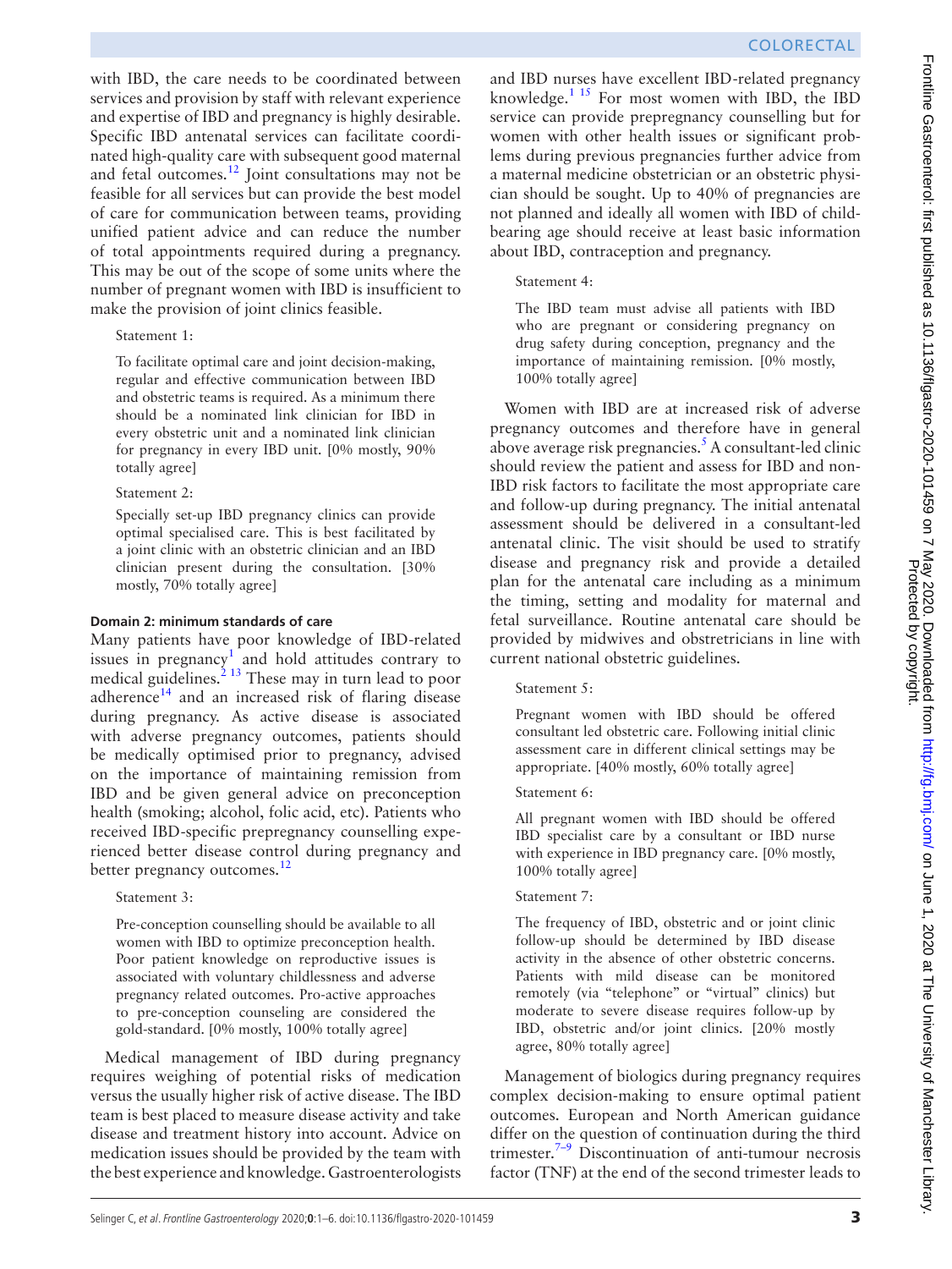with IBD, the care needs to be coordinated between services and provision by staff with relevant experience and expertise of IBD and pregnancy is highly desirable. Specific IBD antenatal services can facilitate coordinated high-quality care with subsequent good maternal and fetal outcomes.[12] Joint consultations may not be feasible for all services but can provide the best model of care for communication between teams, providing unified patient advice and can reduce the number of total appointments required during a pregnancy. This may be out of the scope of some units where the number of pregnant women with IBD is insufficient to make the provision of joint clinics feasible.

> Statement 1:
>
> To facilitate optimal care and joint decision-making, regular and effective communication between IBD and obstetric teams is required. As a minimum there should be a nominated link clinician for IBD in every obstetric unit and a nominated link clinician for pregnancy in every IBD unit. [0% mostly, 90% totally agree]

> Statement 2:
>
> Specially set-up IBD pregnancy clinics can provide optimal specialised care. This is best facilitated by a joint clinic with an obstetric clinician and an IBD clinician present during the consultation. [30% mostly, 70% totally agree]

### Domain 2: minimum standards of care

Many patients have poor knowledge of IBD-related issues in pregnancy[1] and hold attitudes contrary to medical guidelines.[2 13] These may in turn lead to poor adherence[14] and an increased risk of flaring disease during pregnancy. As active disease is associated with adverse pregnancy outcomes, patients should be medically optimised prior to pregnancy, advised on the importance of maintaining remission from IBD and be given general advice on preconception health (smoking; alcohol, folic acid, etc). Patients who received IBD-specific prepregnancy counselling experienced better disease control during pregnancy and better pregnancy outcomes.[12]

> Statement 3:
>
> Pre-conception counselling should be available to all women with IBD to optimize preconception health. Poor patient knowledge on reproductive issues is associated with voluntary childlessness and adverse pregnancy related outcomes. Pro-active approaches to pre-conception counseling are considered the gold-standard. [0% mostly, 100% totally agree]

Medical management of IBD during pregnancy requires weighing of potential risks of medication versus the usually higher risk of active disease. The IBD team is best placed to measure disease activity and take disease and treatment history into account. Advice on medication issues should be provided by the team with the best experience and knowledge. Gastroenterologists and IBD nurses have excellent IBD-related pregnancy knowledge.[1 15] For most women with IBD, the IBD service can provide prepregnancy counselling but for women with other health issues or significant problems during previous pregnancies further advice from a maternal medicine obstetrician or an obstetric physician should be sought. Up to 40% of pregnancies are not planned and ideally all women with IBD of childbearing age should receive at least basic information about IBD, contraception and pregnancy.

> Statement 4:
>
> The IBD team must advise all patients with IBD who are pregnant or considering pregnancy on drug safety during conception, pregnancy and the importance of maintaining remission. [0% mostly, 100% totally agree]

Women with IBD are at increased risk of adverse pregnancy outcomes and therefore have in general above average risk pregnancies.[5] A consultant-led clinic should review the patient and assess for IBD and non-IBD risk factors to facilitate the most appropriate care and follow-up during pregnancy. The initial antenatal assessment should be delivered in a consultant-led antenatal clinic. The visit should be used to stratify disease and pregnancy risk and provide a detailed plan for the antenatal care including as a minimum the timing, setting and modality for maternal and fetal surveillance. Routine antenatal care should be provided by midwives and obstretricians in line with current national obstetric guidelines.

> Statement 5:
>
> Pregnant women with IBD should be offered consultant led obstetric care. Following initial clinic assessment care in different clinical settings may be appropriate. [40% mostly, 60% totally agree]

> Statement 6:
>
> All pregnant women with IBD should be offered IBD specialist care by a consultant or IBD nurse with experience in IBD pregnancy care. [0% mostly, 100% totally agree]

> Statement 7:
>
> The frequency of IBD, obstetric and or joint clinic follow-up should be determined by IBD disease activity in the absence of other obstetric concerns. Patients with mild disease can be monitored remotely (via "telephone" or "virtual" clinics) but moderate to severe disease requires follow-up by IBD, obstetric and/or joint clinics. [20% mostly agree, 80% totally agree]

Management of biologics during pregnancy requires complex decision-making to ensure optimal patient outcomes. European and North American guidance differ on the question of continuation during the third trimester.[7–9] Discontinuation of anti-tumour necrosis factor (TNF) at the end of the second trimester leads to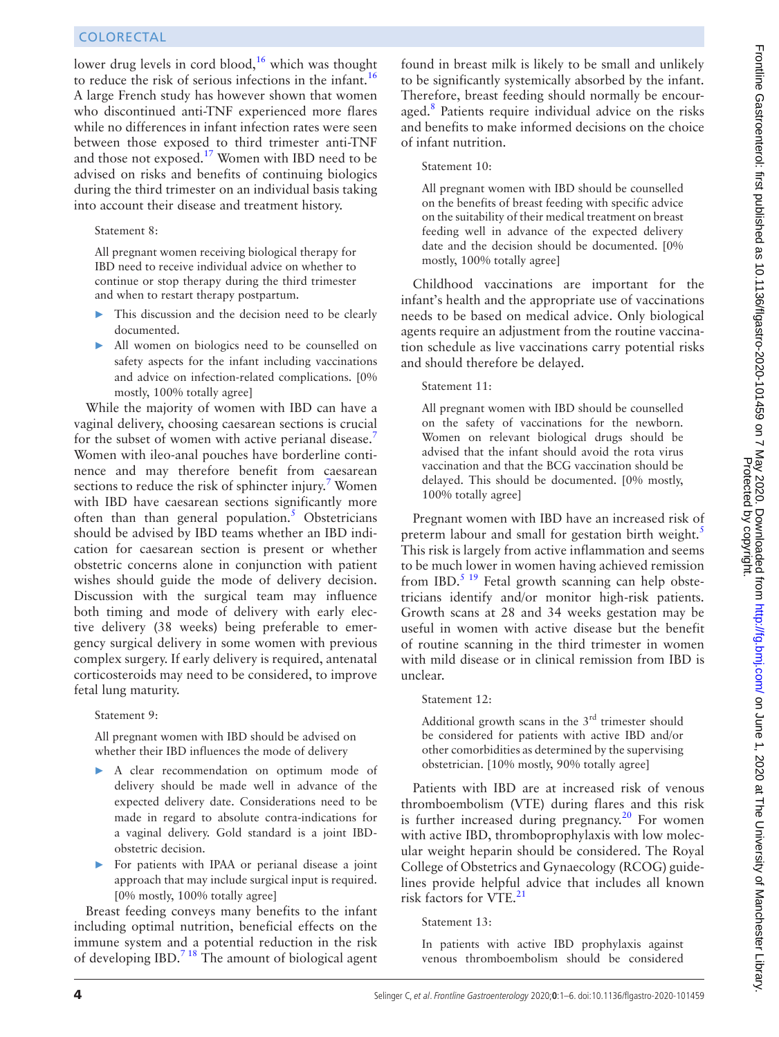lower drug levels in cord blood,[16] which was thought to reduce the risk of serious infections in the infant.[16] A large French study has however shown that women who discontinued anti-TNF experienced more flares while no differences in infant infection rates were seen between those exposed to third trimester anti-TNF and those not exposed.[17] Women with IBD need to be advised on risks and benefits of continuing biologics during the third trimester on an individual basis taking into account their disease and treatment history.

> Statement 8:
>
> All pregnant women receiving biological therapy for IBD need to receive individual advice on whether to continue or stop therapy during the third trimester and when to restart therapy postpartum.
>
> - This discussion and the decision need to be clearly documented.
> - All women on biologics need to be counselled on safety aspects for the infant including vaccinations and advice on infection-related complications. [0% mostly, 100% totally agree]

While the majority of women with IBD can have a vaginal delivery, choosing caesarean sections is crucial for the subset of women with active perianal disease.[7] Women with ileo-anal pouches have borderline continence and may therefore benefit from caesarean sections to reduce the risk of sphincter injury.[7] Women with IBD have caesarean sections significantly more often than than general population.[5] Obstetricians should be advised by IBD teams whether an IBD indication for caesarean section is present or whether obstetric concerns alone in conjunction with patient wishes should guide the mode of delivery decision. Discussion with the surgical team may influence both timing and mode of delivery with early elective delivery (38 weeks) being preferable to emergency surgical delivery in some women with previous complex surgery. If early delivery is required, antenatal corticosteroids may need to be considered, to improve fetal lung maturity.

> Statement 9:
>
> All pregnant women with IBD should be advised on whether their IBD influences the mode of delivery
>
> - A clear recommendation on optimum mode of delivery should be made well in advance of the expected delivery date. Considerations need to be made in regard to absolute contra-indications for a vaginal delivery. Gold standard is a joint IBD-obstetric decision.
> - For patients with IPAA or perianal disease a joint approach that may include surgical input is required. [0% mostly, 100% totally agree]

Breast feeding conveys many benefits to the infant including optimal nutrition, beneficial effects on the immune system and a potential reduction in the risk of developing IBD.[7,18] The amount of biological agent found in breast milk is likely to be small and unlikely to be significantly systemically absorbed by the infant. Therefore, breast feeding should normally be encouraged.[8] Patients require individual advice on the risks and benefits to make informed decisions on the choice of infant nutrition.

> Statement 10:
>
> All pregnant women with IBD should be counselled on the benefits of breast feeding with specific advice on the suitability of their medical treatment on breast feeding well in advance of the expected delivery date and the decision should be documented. [0% mostly, 100% totally agree]

Childhood vaccinations are important for the infant's health and the appropriate use of vaccinations needs to be based on medical advice. Only biological agents require an adjustment from the routine vaccination schedule as live vaccinations carry potential risks and should therefore be delayed.

> Statement 11:
>
> All pregnant women with IBD should be counselled on the safety of vaccinations for the newborn. Women on relevant biological drugs should be advised that the infant should avoid the rota virus vaccination and that the BCG vaccination should be delayed. This should be documented. [0% mostly, 100% totally agree]

Pregnant women with IBD have an increased risk of preterm labour and small for gestation birth weight.[5] This risk is largely from active inflammation and seems to be much lower in women having achieved remission from IBD.[5,19] Fetal growth scanning can help obstetricians identify and/or monitor high-risk patients. Growth scans at 28 and 34 weeks gestation may be useful in women with active disease but the benefit of routine scanning in the third trimester in women with mild disease or in clinical remission from IBD is unclear.

> Statement 12:
>
> Additional growth scans in the 3rd trimester should be considered for patients with active IBD and/or other comorbidities as determined by the supervising obstetrician. [10% mostly, 90% totally agree]

Patients with IBD are at increased risk of venous thromboembolism (VTE) during flares and this risk is further increased during pregnancy.[20] For women with active IBD, thromboprophylaxis with low molecular weight heparin should be considered. The Royal College of Obstetrics and Gynaecology (RCOG) guidelines provide helpful advice that includes all known risk factors for VTE.[21]

> Statement 13:
>
> In patients with active IBD prophylaxis against venous thromboembolism should be considered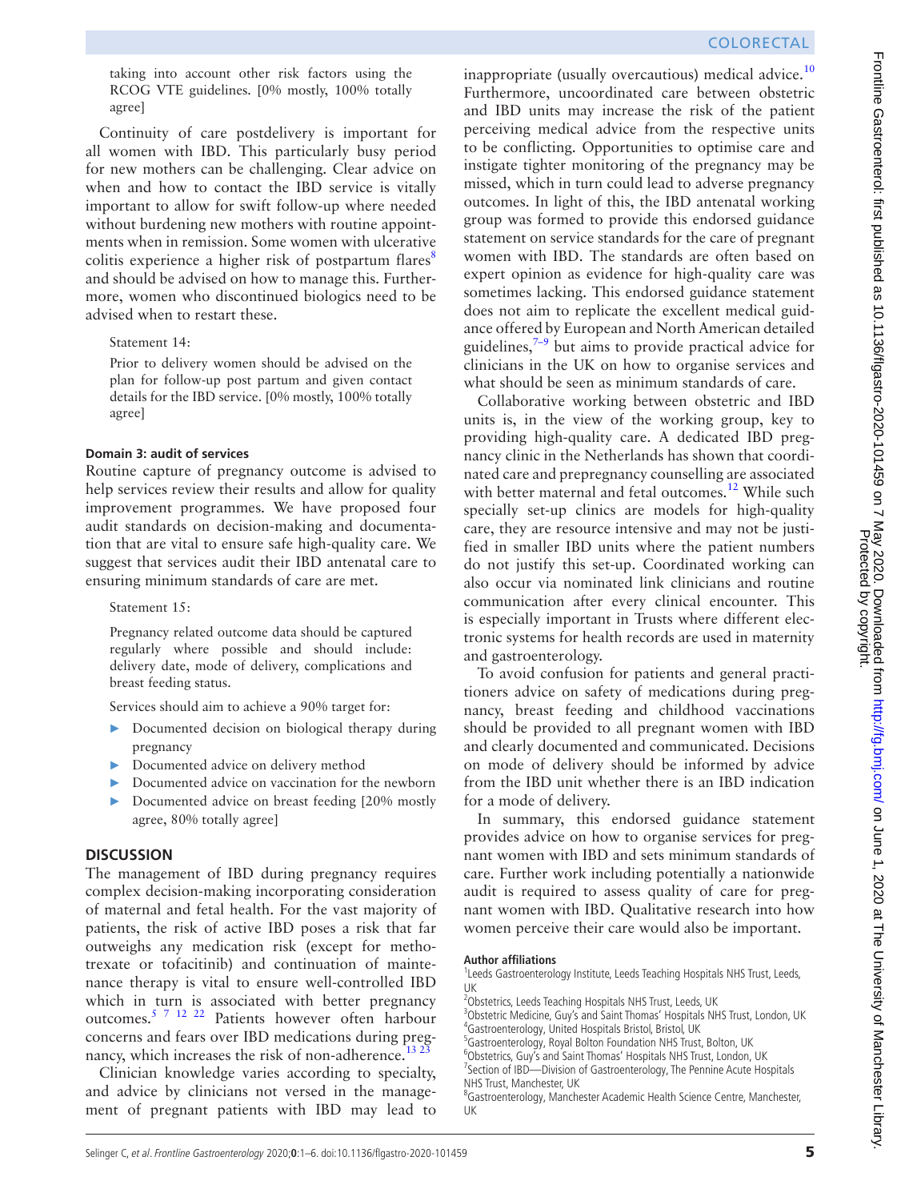taking into account other risk factors using the RCOG VTE guidelines. [0% mostly, 100% totally agree]

Continuity of care postdelivery is important for all women with IBD. This particularly busy period for new mothers can be challenging. Clear advice on when and how to contact the IBD service is vitally important to allow for swift follow-up where needed without burdening new mothers with routine appointments when in remission. Some women with ulcerative colitis experience a higher risk of postpartum flares[8] and should be advised on how to manage this. Furthermore, women who discontinued biologics need to be advised when to restart these.

Statement 14:

Prior to delivery women should be advised on the plan for follow-up post partum and given contact details for the IBD service. [0% mostly, 100% totally agree]

#### Domain 3: audit of services

Routine capture of pregnancy outcome is advised to help services review their results and allow for quality improvement programmes. We have proposed four audit standards on decision-making and documentation that are vital to ensure safe high-quality care. We suggest that services audit their IBD antenatal care to ensuring minimum standards of care are met.

Statement 15:

Pregnancy related outcome data should be captured regularly where possible and should include: delivery date, mode of delivery, complications and breast feeding status.

Services should aim to achieve a 90% target for:

- Documented decision on biological therapy during pregnancy
- Documented advice on delivery method
- Documented advice on vaccination for the newborn
- Documented advice on breast feeding [20% mostly agree, 80% totally agree]

## DISCUSSION

The management of IBD during pregnancy requires complex decision-making incorporating consideration of maternal and fetal health. For the vast majority of patients, the risk of active IBD poses a risk that far outweighs any medication risk (except for methotrexate or tofacitinib) and continuation of maintenance therapy is vital to ensure well-controlled IBD which in turn is associated with better pregnancy outcomes.[5 7 12 22] Patients however often harbour concerns and fears over IBD medications during pregnancy, which increases the risk of non-adherence.[13 23]

Clinician knowledge varies according to specialty, and advice by clinicians not versed in the management of pregnant patients with IBD may lead to inappropriate (usually overcautious) medical advice.[10] Furthermore, uncoordinated care between obstetric and IBD units may increase the risk of the patient perceiving medical advice from the respective units to be conflicting. Opportunities to optimise care and instigate tighter monitoring of the pregnancy may be missed, which in turn could lead to adverse pregnancy outcomes. In light of this, the IBD antenatal working group was formed to provide this endorsed guidance statement on service standards for the care of pregnant women with IBD. The standards are often based on expert opinion as evidence for high-quality care was sometimes lacking. This endorsed guidance statement does not aim to replicate the excellent medical guidance offered by European and North American detailed guidelines,[7–9] but aims to provide practical advice for clinicians in the UK on how to organise services and what should be seen as minimum standards of care.

Collaborative working between obstetric and IBD units is, in the view of the working group, key to providing high-quality care. A dedicated IBD pregnancy clinic in the Netherlands has shown that coordinated care and prepregnancy counselling are associated with better maternal and fetal outcomes.[12] While such specially set-up clinics are models for high-quality care, they are resource intensive and may not be justified in smaller IBD units where the patient numbers do not justify this set-up. Coordinated working can also occur via nominated link clinicians and routine communication after every clinical encounter. This is especially important in Trusts where different electronic systems for health records are used in maternity and gastroenterology.

To avoid confusion for patients and general practitioners advice on safety of medications during pregnancy, breast feeding and childhood vaccinations should be provided to all pregnant women with IBD and clearly documented and communicated. Decisions on mode of delivery should be informed by advice from the IBD unit whether there is an IBD indication for a mode of delivery.

In summary, this endorsed guidance statement provides advice on how to organise services for pregnant women with IBD and sets minimum standards of care. Further work including potentially a nationwide audit is required to assess quality of care for pregnant women with IBD. Qualitative research into how women perceive their care would also be important.

#### Author affiliations

[1]Leeds Gastroenterology Institute, Leeds Teaching Hospitals NHS Trust, Leeds, UK
[2]Obstetrics, Leeds Teaching Hospitals NHS Trust, Leeds, UK
[3]Obstetric Medicine, Guy's and Saint Thomas' Hospitals NHS Trust, London, UK
[4]Gastroenterology, United Hospitals Bristol, Bristol, UK
[5]Gastroenterology, Royal Bolton Foundation NHS Trust, Bolton, UK
[6]Obstetrics, Guy's and Saint Thomas' Hospitals NHS Trust, London, UK
[7]Section of IBD—Division of Gastroenterology, The Pennine Acute Hospitals NHS Trust, Manchester, UK
[8]Gastroenterology, Manchester Academic Health Science Centre, Manchester, UK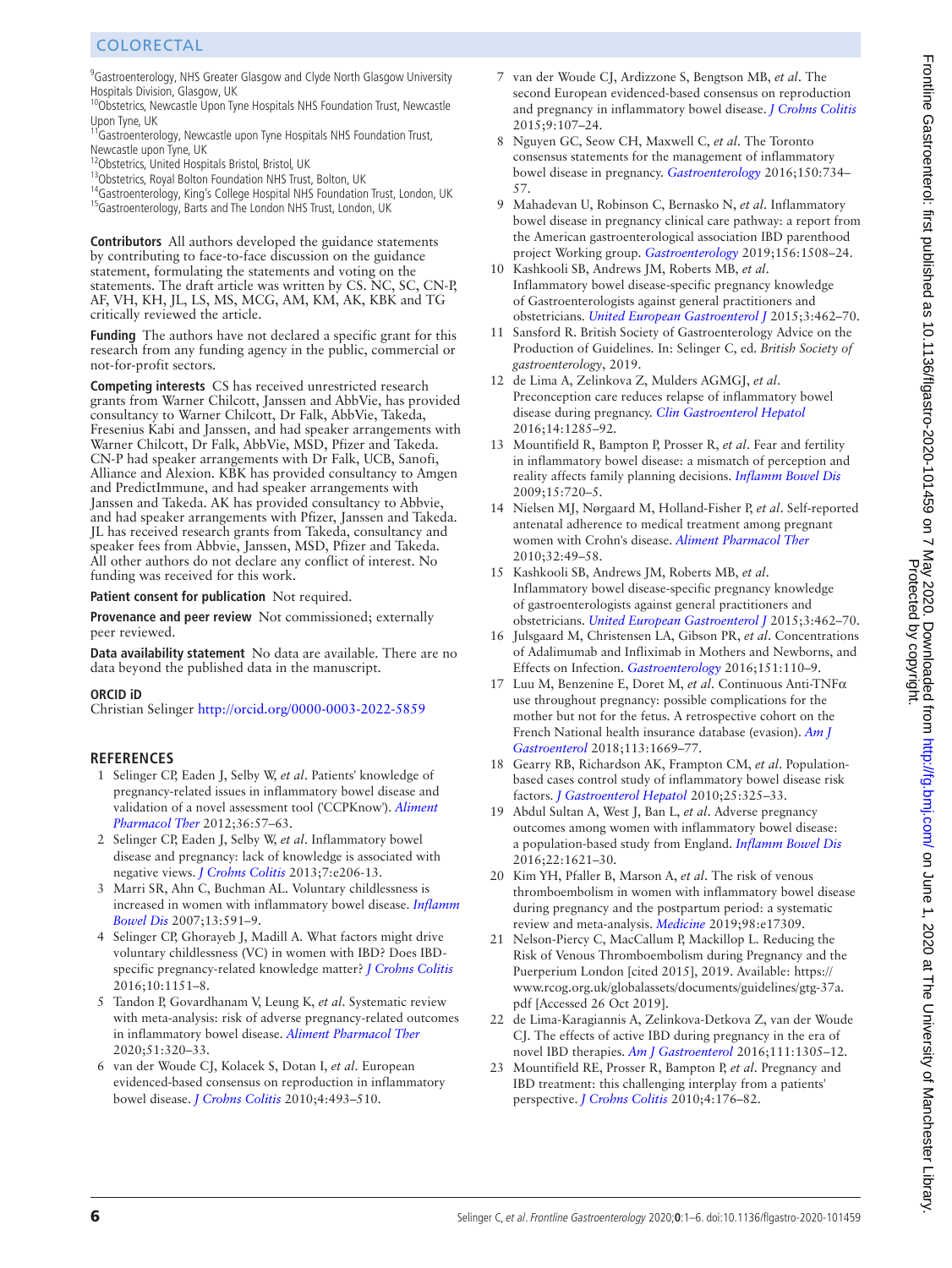[9]Gastroenterology, NHS Greater Glasgow and Clyde North Glasgow University Hospitals Division, Glasgow, UK
[10]Obstetrics, Newcastle Upon Tyne Hospitals NHS Foundation Trust, Newcastle Upon Tyne, UK
[11]Gastroenterology, Newcastle upon Tyne Hospitals NHS Foundation Trust, Newcastle upon Tyne, UK
[12]Obstetrics, United Hospitals Bristol, Bristol, UK
[13]Obstetrics, Royal Bolton Foundation NHS Trust, Bolton, UK
[14]Gastroenterology, King's College Hospital NHS Foundation Trust, London, UK
[15]Gastroenterology, Barts and The London NHS Trust, London, UK

**Contributors** All authors developed the guidance statements by contributing to face-to-face discussion on the guidance statement, formulating the statements and voting on the statements. The draft article was written by CS. NC, SC, CN-P, AF, VH, KH, JL, LS, MS, MCG, AM, KM, AK, KBK and TG critically reviewed the article.

**Funding** The authors have not declared a specific grant for this research from any funding agency in the public, commercial or not-for-profit sectors.

**Competing interests** CS has received unrestricted research grants from Warner Chilcott, Janssen and AbbVie, has provided consultancy to Warner Chilcott, Dr Falk, AbbVie, Takeda, Fresenius Kabi and Janssen, and had speaker arrangements with Warner Chilcott, Dr Falk, AbbVie, MSD, Pfizer and Takeda. CN-P had speaker arrangements with Dr Falk, UCB, Sanofi, Alliance and Alexion. KBK has provided consultancy to Amgen and PredictImmune, and had speaker arrangements with Janssen and Takeda. AK has provided consultancy to Abbvie, and had speaker arrangements with Pfizer, Janssen and Takeda. JL has received research grants from Takeda, consultancy and speaker fees from Abbvie, Janssen, MSD, Pfizer and Takeda. All other authors do not declare any conflict of interest. No funding was received for this work.

**Patient consent for publication** Not required.

**Provenance and peer review** Not commissioned; externally peer reviewed.

**Data availability statement** No data are available. There are no data beyond the published data in the manuscript.

**ORCID iD**
Christian Selinger http://orcid.org/0000-0003-2022-5859

## REFERENCES

1. Selinger CP, Eaden J, Selby W, *et al*. Patients' knowledge of pregnancy-related issues in inflammatory bowel disease and validation of a novel assessment tool ('CCPKnow'). *Aliment Pharmacol Ther* 2012;36:57–63.
2. Selinger CP, Eaden J, Selby W, *et al*. Inflammatory bowel disease and pregnancy: lack of knowledge is associated with negative views. *J Crohns Colitis* 2013;7:e206-13.
3. Marri SR, Ahn C, Buchman AL. Voluntary childlessness is increased in women with inflammatory bowel disease. *Inflamm Bowel Dis* 2007;13:591–9.
4. Selinger CP, Ghorayeb J, Madill A. What factors might drive voluntary childlessness (VC) in women with IBD? Does IBD-specific pregnancy-related knowledge matter? *J Crohns Colitis* 2016;10:1151–8.
5. Tandon P, Govardhanam V, Leung K, *et al*. Systematic review with meta-analysis: risk of adverse pregnancy-related outcomes in inflammatory bowel disease. *Aliment Pharmacol Ther* 2020;51:320–33.
6. van der Woude CJ, Kolacek S, Dotan I, *et al*. European evidenced-based consensus on reproduction in inflammatory bowel disease. *J Crohns Colitis* 2010;4:493–510.
7. van der Woude CJ, Ardizzone S, Bengtson MB, *et al*. The second European evidenced-based consensus on reproduction and pregnancy in inflammatory bowel disease. *J Crohns Colitis* 2015;9:107–24.
8. Nguyen GC, Seow CH, Maxwell C, *et al*. The Toronto consensus statements for the management of inflammatory bowel disease in pregnancy. *Gastroenterology* 2016;150:734–57.
9. Mahadevan U, Robinson C, Bernasko N, *et al*. Inflammatory bowel disease in pregnancy clinical care pathway: a report from the American gastroenterological association IBD parenthood project Working group. *Gastroenterology* 2019;156:1508–24.
10. Kashkooli SB, Andrews JM, Roberts MB, *et al*. Inflammatory bowel disease-specific pregnancy knowledge of Gastroenterologists against general practitioners and obstetricians. *United European Gastroenterol J* 2015;3:462–70.
11. Sansford R. British Society of Gastroenterology Advice on the Production of Guidelines. In: Selinger C, ed. *British Society of gastroenterology*, 2019.
12. de Lima A, Zelinkova Z, Mulders AGMGJ, *et al*. Preconception care reduces relapse of inflammatory bowel disease during pregnancy. *Clin Gastroenterol Hepatol* 2016;14:1285–92.
13. Mountifield R, Bampton P, Prosser R, *et al*. Fear and fertility in inflammatory bowel disease: a mismatch of perception and reality affects family planning decisions. *Inflamm Bowel Dis* 2009;15:720–5.
14. Nielsen MJ, Nørgaard M, Holland-Fisher P, *et al*. Self-reported antenatal adherence to medical treatment among pregnant women with Crohn's disease. *Aliment Pharmacol Ther* 2010;32:49–58.
15. Kashkooli SB, Andrews JM, Roberts MB, *et al*. Inflammatory bowel disease-specific pregnancy knowledge of gastroenterologists against general practitioners and obstetricians. *United European Gastroenterol J* 2015;3:462–70.
16. Julsgaard M, Christensen LA, Gibson PR, *et al*. Concentrations of Adalimumab and Infliximab in Mothers and Newborns, and Effects on Infection. *Gastroenterology* 2016;151:110–9.
17. Luu M, Benzenine E, Doret M, *et al*. Continuous Anti-TNFα use throughout pregnancy: possible complications for the mother but not for the fetus. A retrospective cohort on the French National health insurance database (evasion). *Am J Gastroenterol* 2018;113:1669–77.
18. Gearry RB, Richardson AK, Frampton CM, *et al*. Population-based cases control study of inflammatory bowel disease risk factors. *J Gastroenterol Hepatol* 2010;25:325–33.
19. Abdul Sultan A, West J, Ban L, *et al*. Adverse pregnancy outcomes among women with inflammatory bowel disease: a population-based study from England. *Inflamm Bowel Dis* 2016;22:1621–30.
20. Kim YH, Pfaller B, Marson A, *et al*. The risk of venous thromboembolism in women with inflammatory bowel disease during pregnancy and the postpartum period: a systematic review and meta-analysis. *Medicine* 2019;98:e17309.
21. Nelson-Piercy C, MacCallum P, Mackillop L. Reducing the Risk of Venous Thromboembolism during Pregnancy and the Puerperium London [cited 2015], 2019. Available: https://www.rcog.org.uk/globalassets/documents/guidelines/gtg-37a.pdf [Accessed 26 Oct 2019].
22. de Lima-Karagiannis A, Zelinkova-Detkova Z, van der Woude CJ. The effects of active IBD during pregnancy in the era of novel IBD therapies. *Am J Gastroenterol* 2016;111:1305–12.
23. Mountifield RE, Prosser R, Bampton P, *et al*. Pregnancy and IBD treatment: this challenging interplay from a patients' perspective. *J Crohns Colitis* 2010;4:176–82.